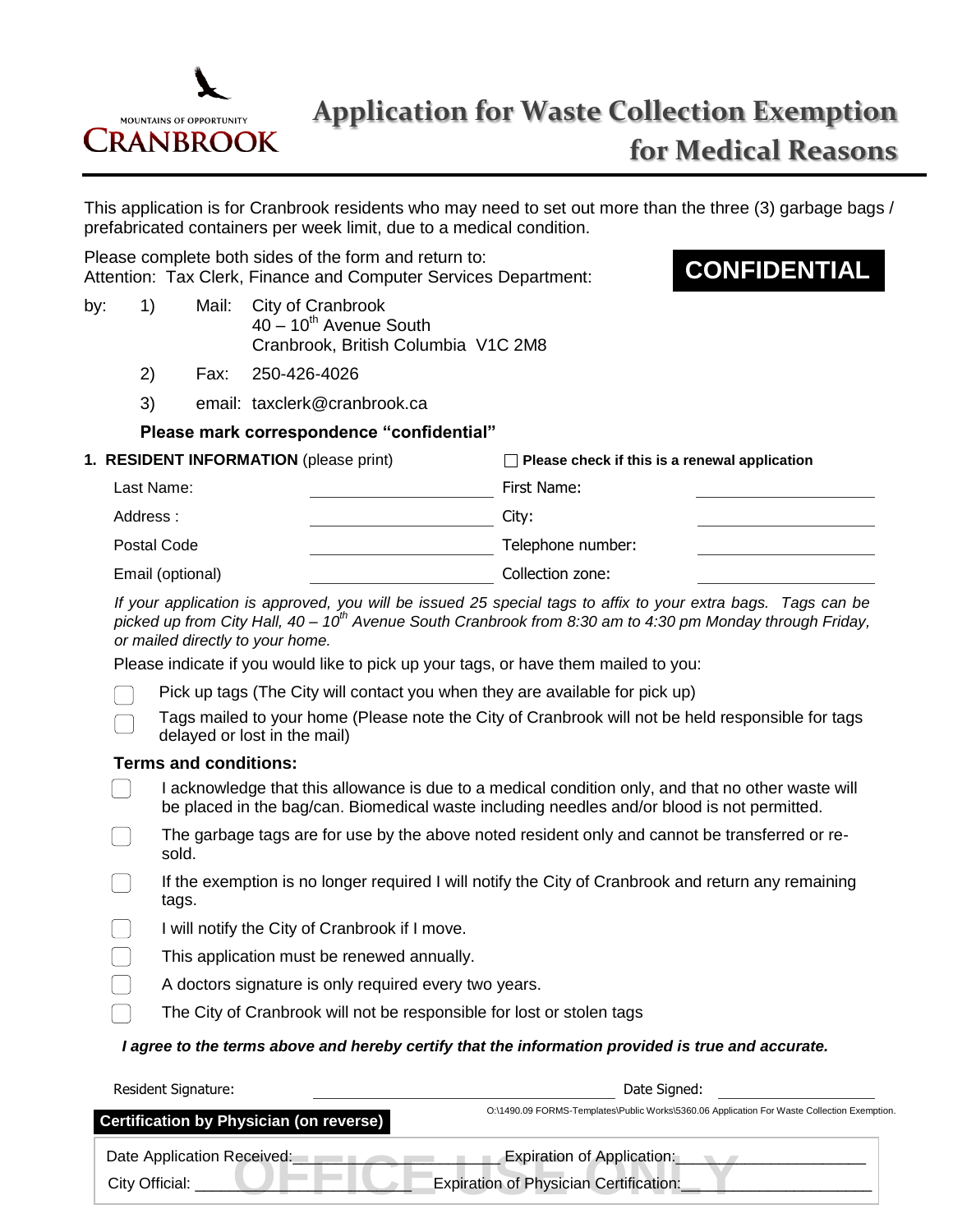MOUNTAINS OF OPPORTUNITY
CRANBROOK

# Application for Waste Collection Exemption for Medical Reasons

This application is for Cranbrook residents who may need to set out more than the three (3) garbage bags / prefabricated containers per week limit, due to a medical condition.

Please complete both sides of the form and return to:
Attention: Tax Clerk, Finance and Computer Services Department:

**CONFIDENTIAL**

by:
1) Mail: City of Cranbrook
   40 – 10th Avenue South
   Cranbrook, British Columbia V1C 2M8
2) Fax: 250-426-4026
3) email: taxclerk@cranbrook.ca

**Please mark correspondence "confidential"**

**1. RESIDENT INFORMATION** (please print) ☐ **Please check if this is a renewal application**

| | | | |
|---|---|---|---|
| Last Name: | | First Name: | |
| Address : | | City: | |
| Postal Code | | Telephone number: | |
| Email (optional) | | Collection zone: | |

*If your application is approved, you will be issued 25 special tags to affix to your extra bags. Tags can be picked up from City Hall, 40 – 10th Avenue South Cranbrook from 8:30 am to 4:30 pm Monday through Friday, or mailed directly to your home.*

Please indicate if you would like to pick up your tags, or have them mailed to you:

- ☐ Pick up tags (The City will contact you when they are available for pick up)
- ☐ Tags mailed to your home (Please note the City of Cranbrook will not be held responsible for tags delayed or lost in the mail)

**Terms and conditions:**

- ☐ I acknowledge that this allowance is due to a medical condition only, and that no other waste will be placed in the bag/can. Biomedical waste including needles and/or blood is not permitted.
- ☐ The garbage tags are for use by the above noted resident only and cannot be transferred or re-sold.
- ☐ If the exemption is no longer required I will notify the City of Cranbrook and return any remaining tags.
- ☐ I will notify the City of Cranbrook if I move.
- ☐ This application must be renewed annually.
- ☐ A doctors signature is only required every two years.
- ☐ The City of Cranbrook will not be responsible for lost or stolen tags

***I agree to the terms above and hereby certify that the information provided is true and accurate.***

Resident Signature: ____________________ Date Signed: ____________

**Certification by Physician (on reverse)**

O:\1490.09 FORMS-Templates\Public Works\5360.06 Application For Waste Collection Exemption.

**OFFICE USE ONLY**

Date Application Received: ____________ Expiration of Application: ____________

City Official: ____________ Expiration of Physician Certification: ____________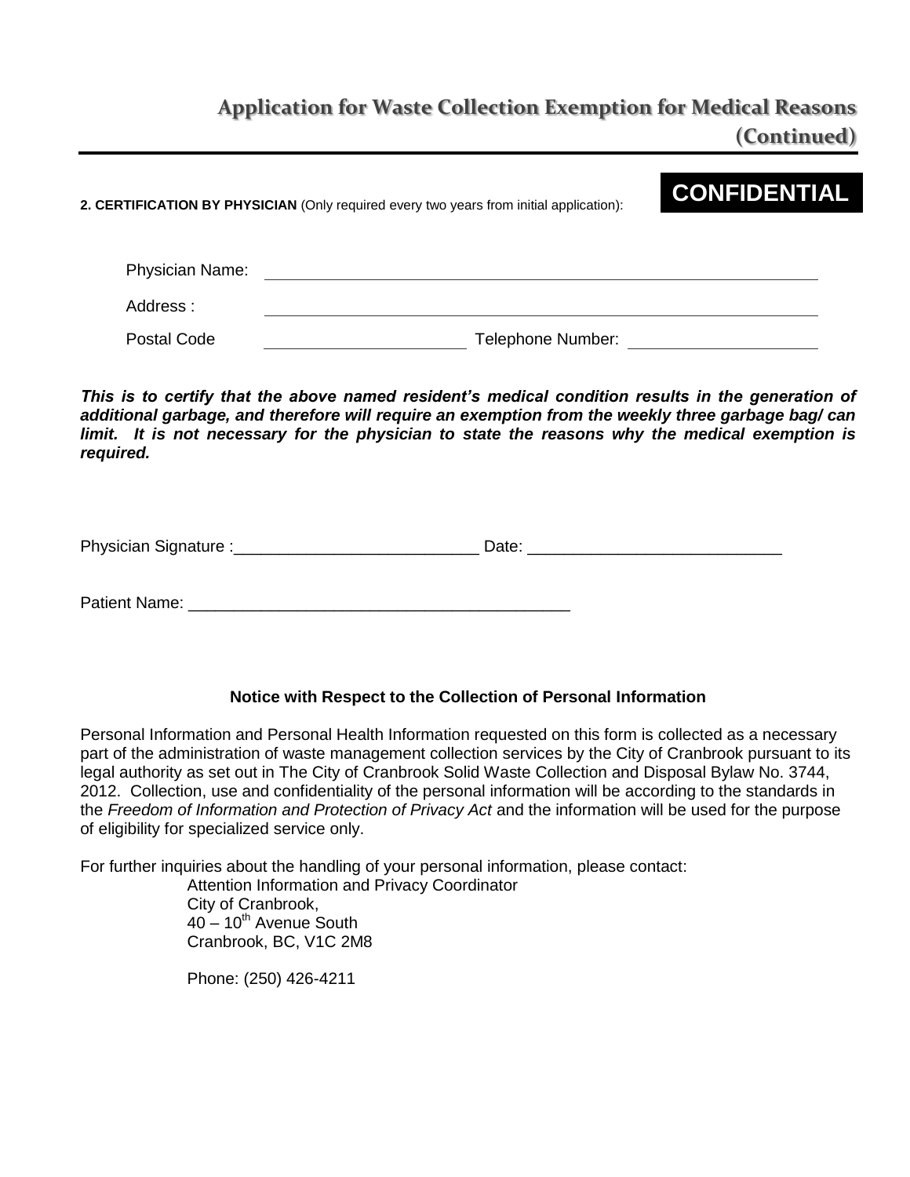## Application for Waste Collection Exemption for Medical Reasons (Continued)

**2. CERTIFICATION BY PHYSICIAN** (Only required every two years from initial application):

**CONFIDENTIAL**

Physician Name: ____________________________________________

Address : ____________________________________________

Postal Code ____________________ Telephone Number: ____________________

***This is to certify that the above named resident's medical condition results in the generation of additional garbage, and therefore will require an exemption from the weekly three garbage bag/ can limit. It is not necessary for the physician to state the reasons why the medical exemption is required.***

Physician Signature :___________________________ Date: ___________________________

Patient Name: __________________________________________

**Notice with Respect to the Collection of Personal Information**

Personal Information and Personal Health Information requested on this form is collected as a necessary part of the administration of waste management collection services by the City of Cranbrook pursuant to its legal authority as set out in The City of Cranbrook Solid Waste Collection and Disposal Bylaw No. 3744, 2012. Collection, use and confidentiality of the personal information will be according to the standards in the *Freedom of Information and Protection of Privacy Act* and the information will be used for the purpose of eligibility for specialized service only.

For further inquiries about the handling of your personal information, please contact:

Attention Information and Privacy Coordinator
City of Cranbrook,
40 – 10th Avenue South
Cranbrook, BC, V1C 2M8

Phone: (250) 426-4211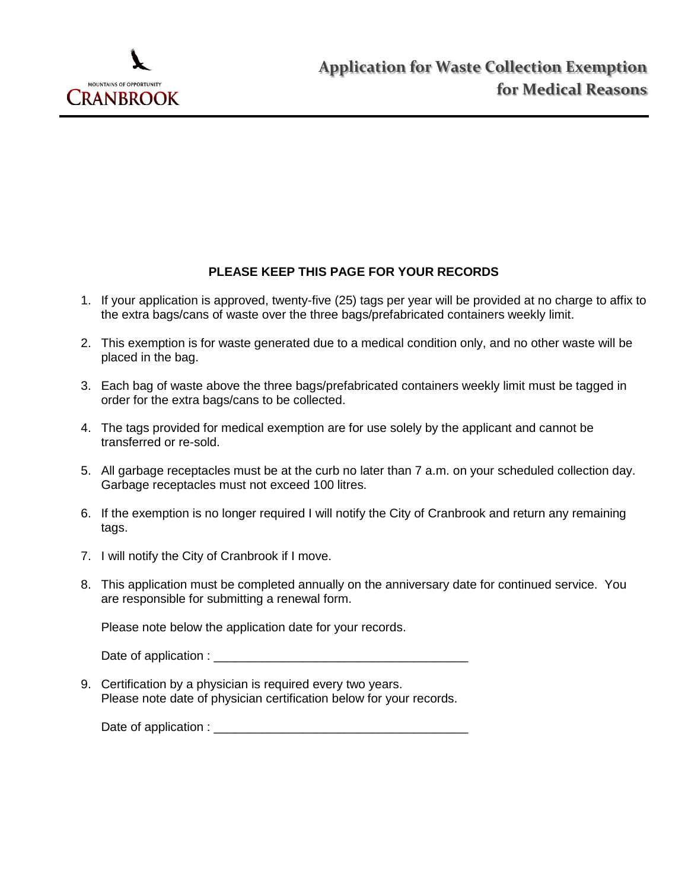MOUNTAINS OF OPPORTUNITY
CRANBROOK

# Application for Waste Collection Exemption for Medical Reasons

**PLEASE KEEP THIS PAGE FOR YOUR RECORDS**

1. If your application is approved, twenty-five (25) tags per year will be provided at no charge to affix to the extra bags/cans of waste over the three bags/prefabricated containers weekly limit.

2. This exemption is for waste generated due to a medical condition only, and no other waste will be placed in the bag.

3. Each bag of waste above the three bags/prefabricated containers weekly limit must be tagged in order for the extra bags/cans to be collected.

4. The tags provided for medical exemption are for use solely by the applicant and cannot be transferred or re-sold.

5. All garbage receptacles must be at the curb no later than 7 a.m. on your scheduled collection day. Garbage receptacles must not exceed 100 litres.

6. If the exemption is no longer required I will notify the City of Cranbrook and return any remaining tags.

7. I will notify the City of Cranbrook if I move.

8. This application must be completed annually on the anniversary date for continued service. You are responsible for submitting a renewal form.

   Please note below the application date for your records.

   Date of application : ____________________________________

9. Certification by a physician is required every two years.
   Please note date of physician certification below for your records.

   Date of application : ____________________________________